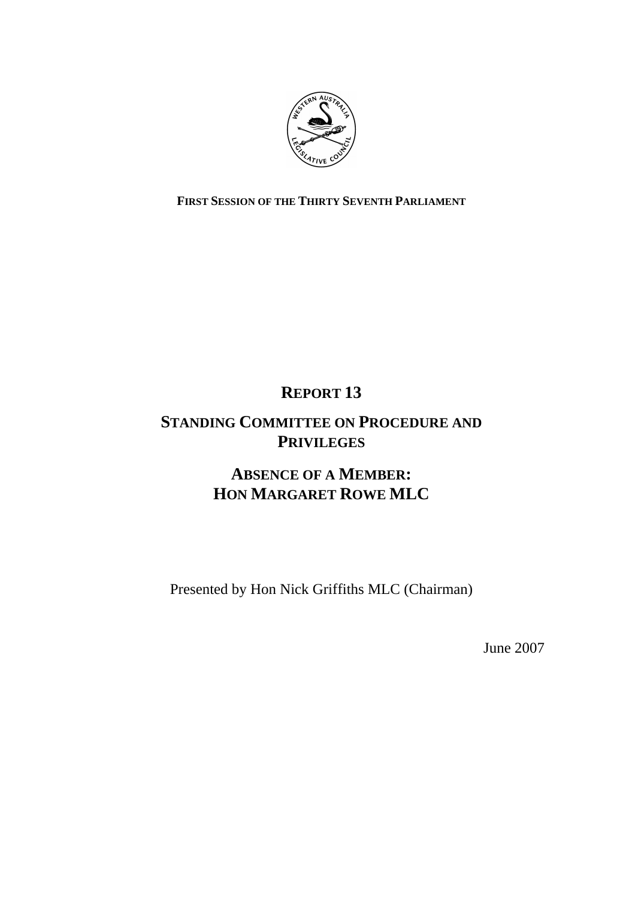**FIRST SESSION OF THE THIRTY SEVENTH PARLIAMENT**

# REPORT 13

# STANDING COMMITTEE ON PROCEDURE AND PRIVILEGES

## ABSENCE OF A MEMBER: HON MARGARET ROWE MLC

Presented by Hon Nick Griffiths MLC (Chairman)

June 2007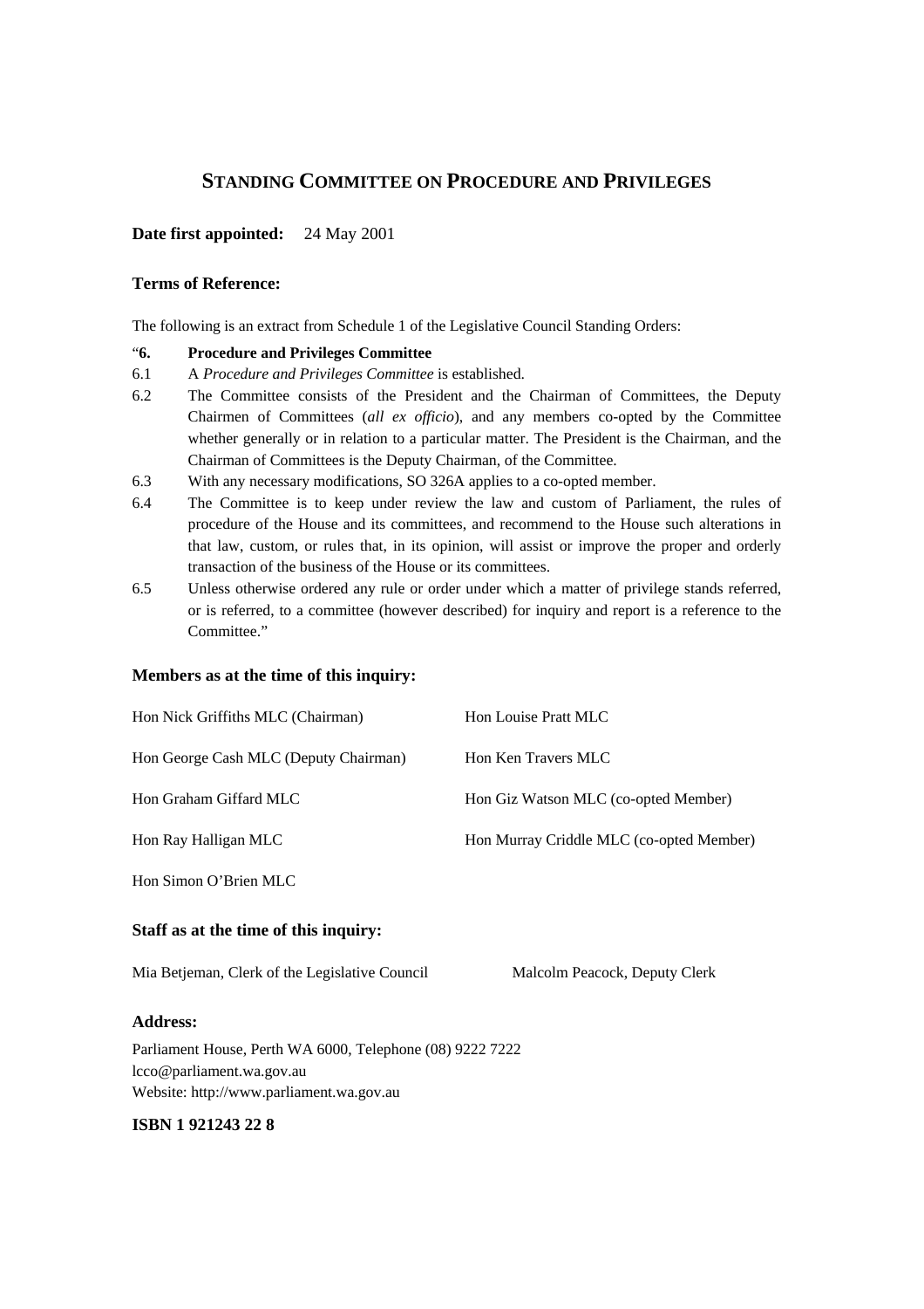# STANDING COMMITTEE ON PROCEDURE AND PRIVILEGES

**Date first appointed:** 24 May 2001

**Terms of Reference:**

The following is an extract from Schedule 1 of the Legislative Council Standing Orders:

"**6. Procedure and Privileges Committee**

6.1 A *Procedure and Privileges Committee* is established.

6.2 The Committee consists of the President and the Chairman of Committees, the Deputy Chairmen of Committees (*all ex officio*), and any members co-opted by the Committee whether generally or in relation to a particular matter. The President is the Chairman, and the Chairman of Committees is the Deputy Chairman, of the Committee.

6.3 With any necessary modifications, SO 326A applies to a co-opted member.

6.4 The Committee is to keep under review the law and custom of Parliament, the rules of procedure of the House and its committees, and recommend to the House such alterations in that law, custom, or rules that, in its opinion, will assist or improve the proper and orderly transaction of the business of the House or its committees.

6.5 Unless otherwise ordered any rule or order under which a matter of privilege stands referred, or is referred, to a committee (however described) for inquiry and report is a reference to the Committee."

**Members as at the time of this inquiry:**

Hon Nick Griffiths MLC (Chairman)

Hon George Cash MLC (Deputy Chairman)

Hon Graham Giffard MLC

Hon Ray Halligan MLC

Hon Simon O'Brien MLC

Hon Louise Pratt MLC

Hon Ken Travers MLC

Hon Giz Watson MLC (co-opted Member)

Hon Murray Criddle MLC (co-opted Member)

**Staff as at the time of this inquiry:**

Mia Betjeman, Clerk of the Legislative Council

Malcolm Peacock, Deputy Clerk

**Address:**

Parliament House, Perth WA 6000, Telephone (08) 9222 7222
lcco@parliament.wa.gov.au
Website: http://www.parliament.wa.gov.au

**ISBN 1 921243 22 8**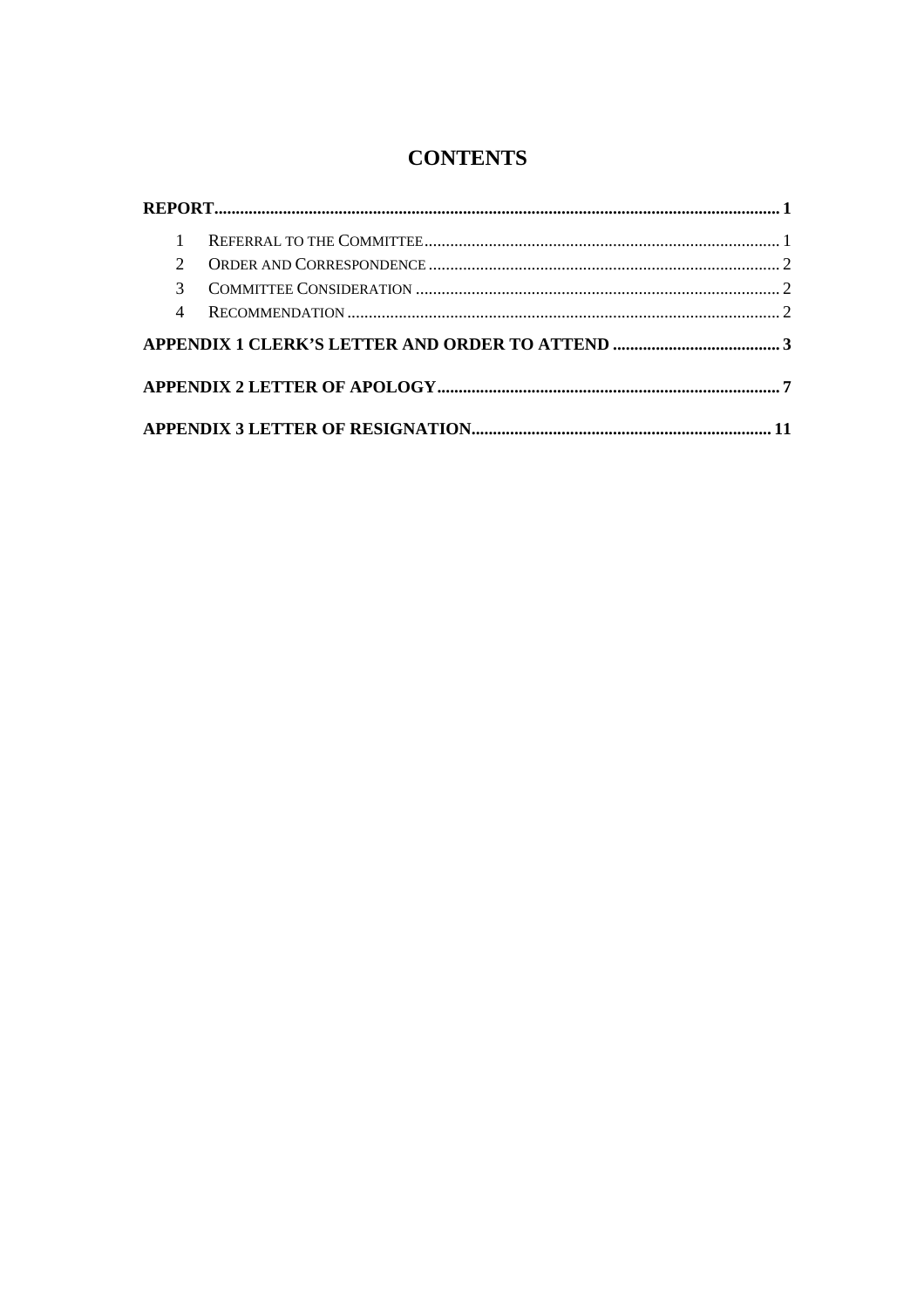# CONTENTS

**REPORT** ........ 1

1 Referral to the Committee ........ 1

2 Order and Correspondence ........ 2

3 Committee Consideration ........ 2

4 Recommendation ........ 2

**APPENDIX 1 CLERK'S LETTER AND ORDER TO ATTEND** ........ 3

**APPENDIX 2 LETTER OF APOLOGY** ........ 7

**APPENDIX 3 LETTER OF RESIGNATION** ........ 11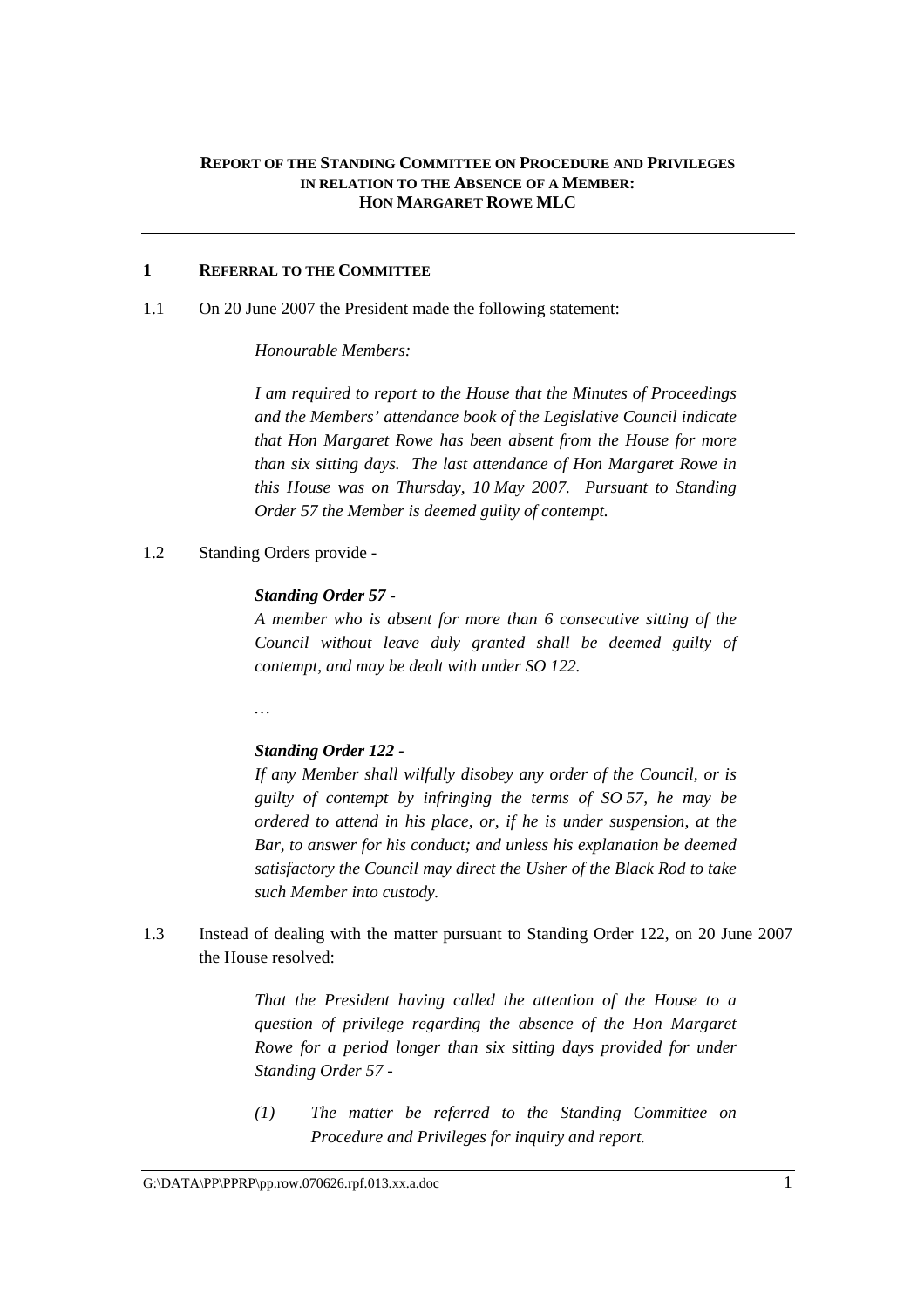**REPORT OF THE STANDING COMMITTEE ON PROCEDURE AND PRIVILEGES IN RELATION TO THE ABSENCE OF A MEMBER: HON MARGARET ROWE MLC**

---

## 1 REFERRAL TO THE COMMITTEE

1.1 On 20 June 2007 the President made the following statement:

> *Honourable Members:*
>
> *I am required to report to the House that the Minutes of Proceedings and the Members' attendance book of the Legislative Council indicate that Hon Margaret Rowe has been absent from the House for more than six sitting days. The last attendance of Hon Margaret Rowe in this House was on Thursday, 10 May 2007. Pursuant to Standing Order 57 the Member is deemed guilty of contempt.*

1.2 Standing Orders provide -

> ***Standing Order 57 -***
> *A member who is absent for more than 6 consecutive sitting of the Council without leave duly granted shall be deemed guilty of contempt, and may be dealt with under SO 122.*
>
> …
>
> ***Standing Order 122 -***
> *If any Member shall wilfully disobey any order of the Council, or is guilty of contempt by infringing the terms of SO 57, he may be ordered to attend in his place, or, if he is under suspension, at the Bar, to answer for his conduct; and unless his explanation be deemed satisfactory the Council may direct the Usher of the Black Rod to take such Member into custody.*

1.3 Instead of dealing with the matter pursuant to Standing Order 122, on 20 June 2007 the House resolved:

> *That the President having called the attention of the House to a question of privilege regarding the absence of the Hon Margaret Rowe for a period longer than six sitting days provided for under Standing Order 57 -*
>
> *(1) The matter be referred to the Standing Committee on Procedure and Privileges for inquiry and report.*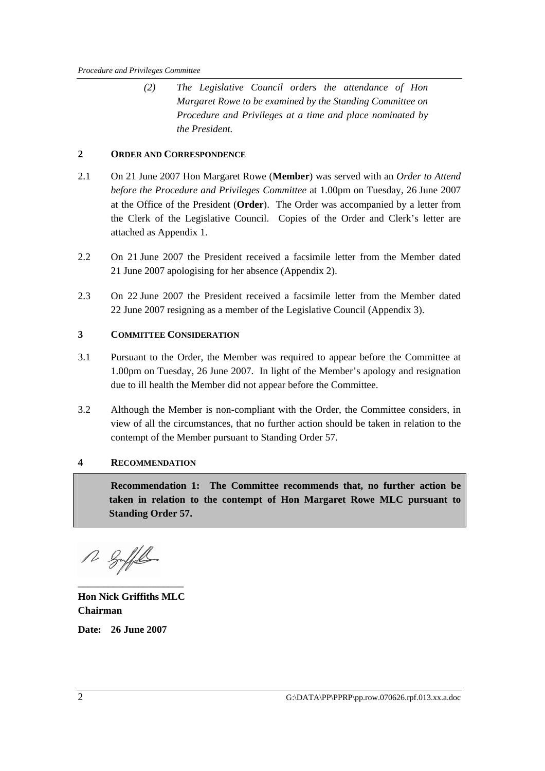> (2) *The Legislative Council orders the attendance of Hon Margaret Rowe to be examined by the Standing Committee on Procedure and Privileges at a time and place nominated by the President.*

## 2 ORDER AND CORRESPONDENCE

2.1 On 21 June 2007 Hon Margaret Rowe (**Member**) was served with an *Order to Attend before the Procedure and Privileges Committee* at 1.00pm on Tuesday, 26 June 2007 at the Office of the President (**Order**). The Order was accompanied by a letter from the Clerk of the Legislative Council. Copies of the Order and Clerk's letter are attached as Appendix 1.

2.2 On 21 June 2007 the President received a facsimile letter from the Member dated 21 June 2007 apologising for her absence (Appendix 2).

2.3 On 22 June 2007 the President received a facsimile letter from the Member dated 22 June 2007 resigning as a member of the Legislative Council (Appendix 3).

## 3 COMMITTEE CONSIDERATION

3.1 Pursuant to the Order, the Member was required to appear before the Committee at 1.00pm on Tuesday, 26 June 2007. In light of the Member's apology and resignation due to ill health the Member did not appear before the Committee.

3.2 Although the Member is non-compliant with the Order, the Committee considers, in view of all the circumstances, that no further action should be taken in relation to the contempt of the Member pursuant to Standing Order 57.

## 4 RECOMMENDATION

**Recommendation 1: The Committee recommends that, no further action be taken in relation to the contempt of Hon Margaret Rowe MLC pursuant to Standing Order 57.**

\_\_\_\_\_\_\_\_\_\_\_\_\_\_\_\_\_\_\_\_\_\_

**Hon Nick Griffiths MLC**
**Chairman**

**Date: 26 June 2007**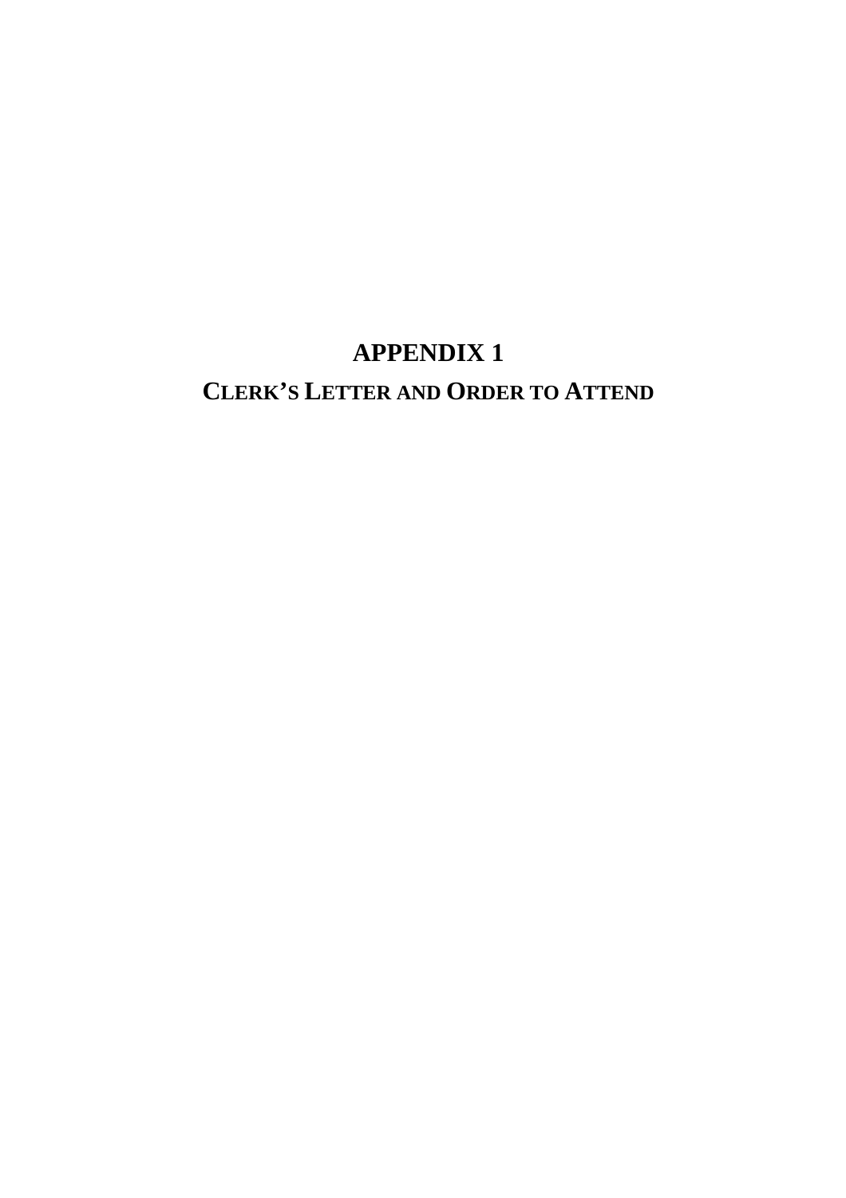# APPENDIX 1

## CLERK'S LETTER AND ORDER TO ATTEND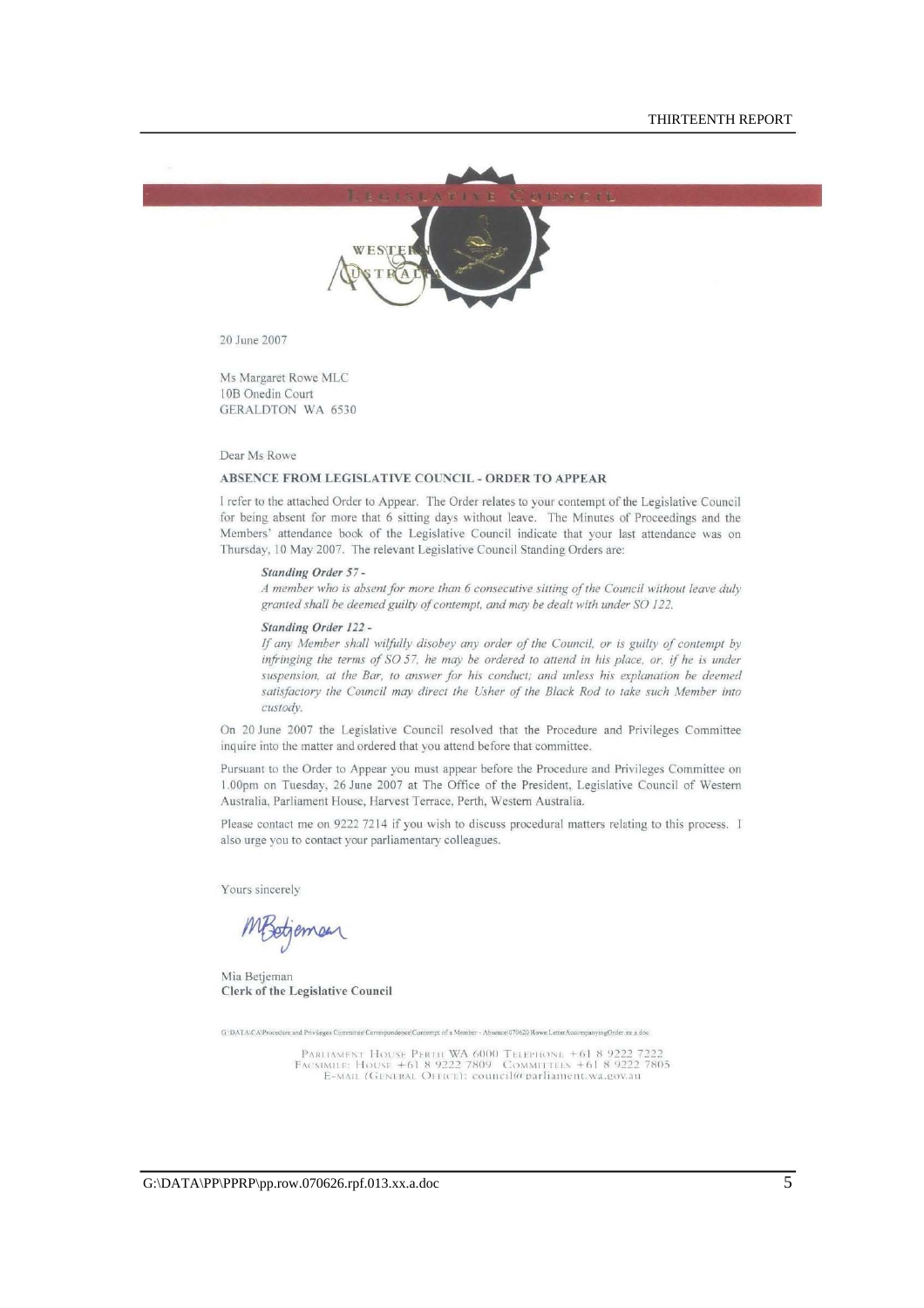LEGISLATIVE COUNCIL

WESTERN AUSTRALIA

20 June 2007

Ms Margaret Rowe MLC
10B Onedin Court
GERALDTON WA 6530

Dear Ms Rowe

**ABSENCE FROM LEGISLATIVE COUNCIL - ORDER TO APPEAR**

I refer to the attached Order to Appear. The Order relates to your contempt of the Legislative Council for being absent for more that 6 sitting days without leave. The Minutes of Proceedings and the Members' attendance book of the Legislative Council indicate that your last attendance was on Thursday, 10 May 2007. The relevant Legislative Council Standing Orders are:

> ***Standing Order 57 -***
>
> *A member who is absent for more than 6 consecutive sitting of the Council without leave duly granted shall be deemed guilty of contempt, and may be dealt with under SO 122.*
>
> ***Standing Order 122 -***
>
> *If any Member shall wilfully disobey any order of the Council, or is guilty of contempt by infringing the terms of SO 57, he may be ordered to attend in his place, or, if he is under suspension, at the Bar, to answer for his conduct; and unless his explanation be deemed satisfactory the Council may direct the Usher of the Black Rod to take such Member into custody.*

On 20 June 2007 the Legislative Council resolved that the Procedure and Privileges Committee inquire into the matter and ordered that you attend before that committee.

Pursuant to the Order to Appear you must appear before the Procedure and Privileges Committee on 1.00pm on Tuesday, 26 June 2007 at The Office of the President, Legislative Council of Western Australia, Parliament House, Harvest Terrace, Perth, Western Australia.

Please contact me on 9222 7214 if you wish to discuss procedural matters relating to this process. I also urge you to contact your parliamentary colleagues.

Yours sincerely

MBetjeman

Mia Betjeman
**Clerk of the Legislative Council**

G:\DATA\CA\Procedure and Privileges Committee\Correspondence\Contempt of a Member - Absence\070620 Rowe.LetterAccompanyingOrder.mr.a.doc

PARLIAMENT HOUSE PERTH WA 6000 TELEPHONE +61 8 9222 7222
FACSIMILE: HOUSE +61 8 9222 7809 COMMITTEES +61 8 9222 7805
E-MAIL (GENERAL OFFICE): council@parliament.wa.gov.au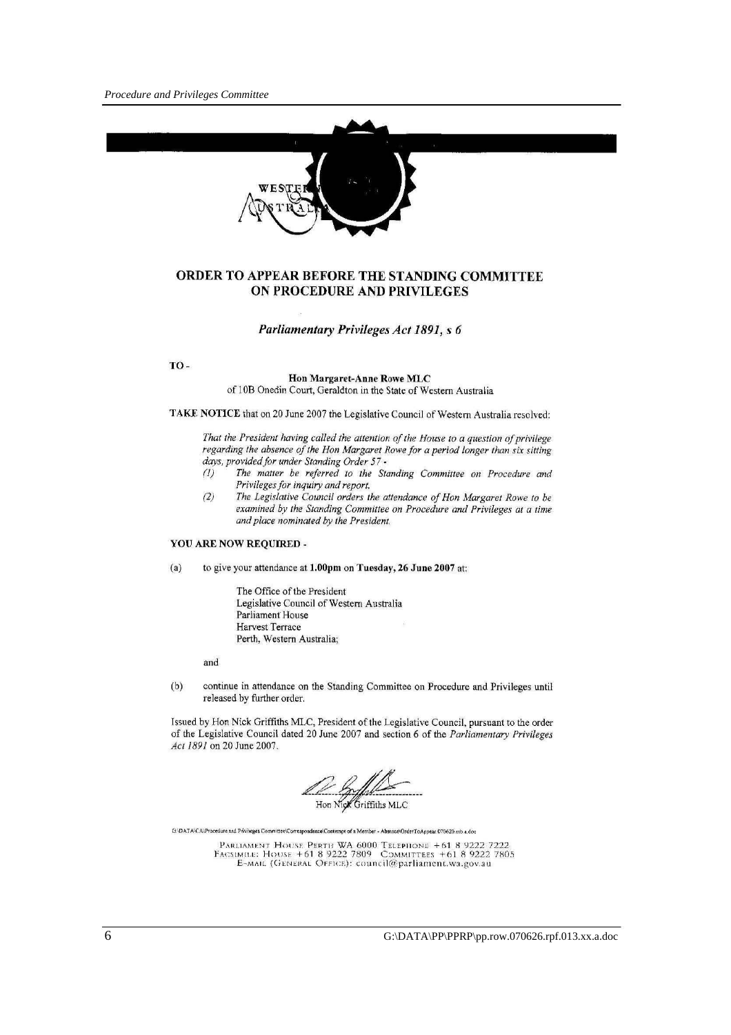# ORDER TO APPEAR BEFORE THE STANDING COMMITTEE ON PROCEDURE AND PRIVILEGES

***Parliamentary Privileges Act 1891*, s 6**

TO -

**Hon Margaret-Anne Rowe MLC**
of 10B Onedin Court, Geraldton in the State of Western Australia

**TAKE NOTICE** that on 20 June 2007 the Legislative Council of Western Australia resolved:

> *That the President having called the attention of the House to a question of privilege regarding the absence of the Hon Margaret Rowe for a period longer than six sitting days, provided for under Standing Order 57 -*
>
> *(1) The matter be referred to the Standing Committee on Procedure and Privileges for inquiry and report.*
>
> *(2) The Legislative Council orders the attendance of Hon Margaret Rowe to be examined by the Standing Committee on Procedure and Privileges at a time and place nominated by the President.*

**YOU ARE NOW REQUIRED** -

(a) to give your attendance at **1.00pm** on **Tuesday, 26 June 2007** at:

The Office of the President
Legislative Council of Western Australia
Parliament House
Harvest Terrace
Perth, Western Australia;

and

(b) continue in attendance on the Standing Committee on Procedure and Privileges until released by further order.

Issued by Hon Nick Griffiths MLC, President of the Legislative Council, pursuant to the order of the Legislative Council dated 20 June 2007 and section 6 of the *Parliamentary Privileges Act 1891* on 20 June 2007.

Hon Nick Griffiths MLC

G:\DATA\CA\Procedure and Privileges Committee\Correspondence\Contempt of a Member - Absence\OrderToAppear 070620.mb.a.doc

PARLIAMENT HOUSE PERTH WA 6000 TELEPHONE +61 8 9222 7222
FACSIMILE: HOUSE +61 8 9222 7809 COMMITTEES +61 8 9222 7805
E-MAIL (GENERAL OFFICE): council@parliament.wa.gov.au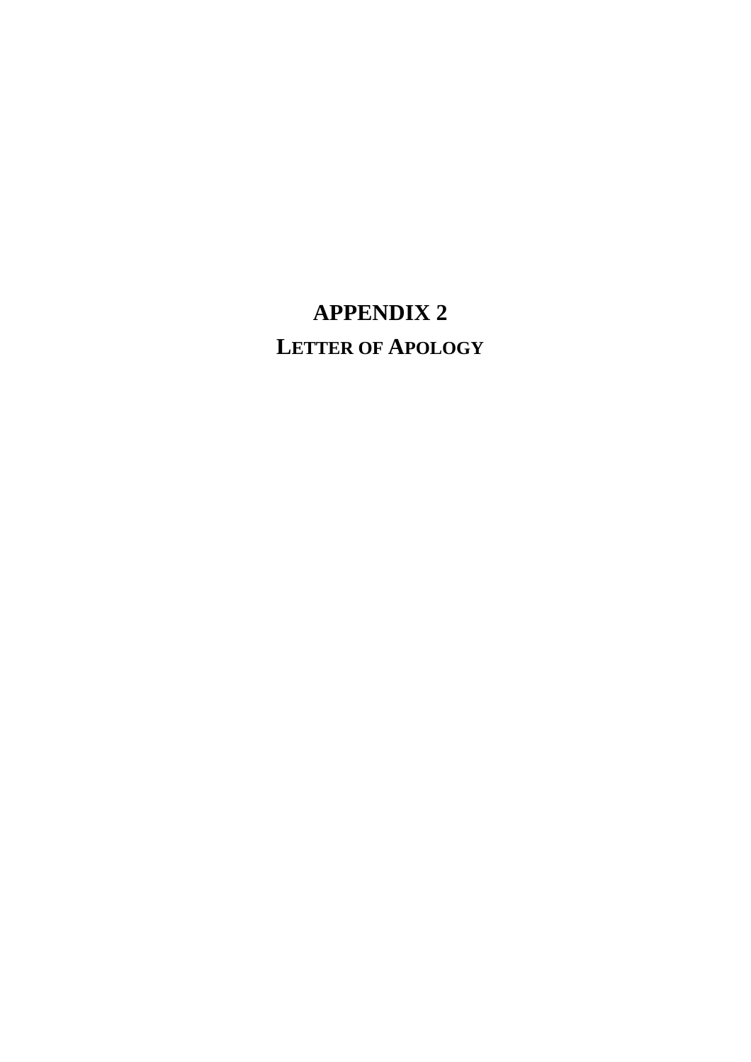# APPENDIX 2

## LETTER OF APOLOGY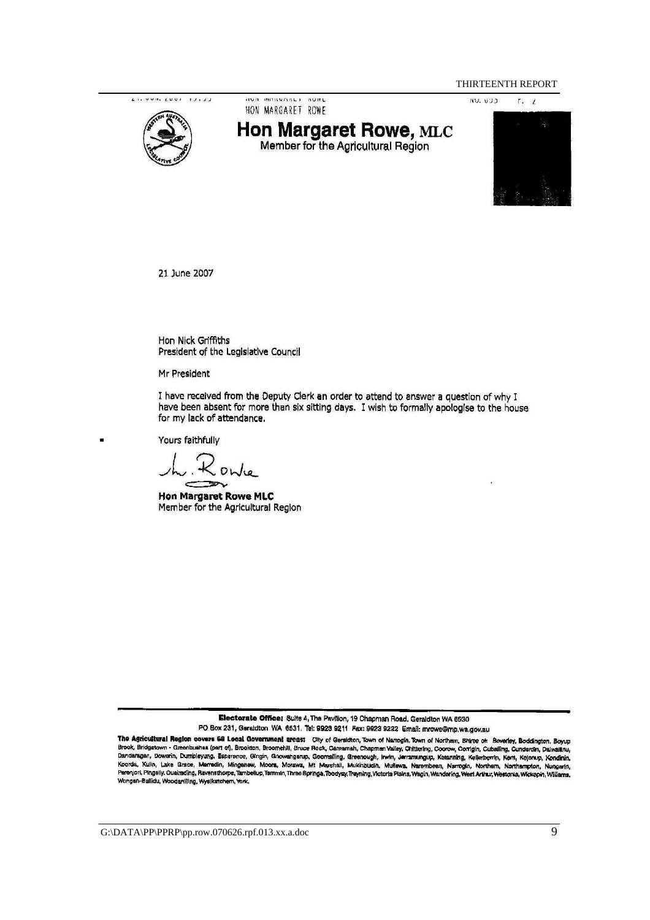HON MARGARET ROWE

# Hon Margaret Rowe, MLC

Member for the Agricultural Region

21 June 2007

Hon Nick Griffiths
President of the Legislative Council

Mr President

I have received from the Deputy Clerk an order to attend to answer a question of why I have been absent for more than six sitting days. I wish to formally apologise to the house for my lack of attendance.

Yours faithfully

M. Rowe

**Hon Margaret Rowe MLC**
Member for the Agricultural Region

**Electorate Office:** Suite 4, The Pavilion, 19 Chapman Road, Geraldton WA 6530
PO Box 231, Geraldton WA 6531. Tel: 9923 9211 Fax: 9923 9222 Email: mrowe@mp.wa.gov.au

**The Agricultural Region covers 68 Local Government areas:** City of Geraldton, Town of Narrogin, Town of Northam, Shires of: Beverley, Boddington, Boyup Brook, Bridgetown - Greenbushes (part of), Brookton, Broomehill, Bruce Rock, Carnamah, Chapman Valley, Chittering, Coorow, Corrigin, Cuballing, Cunderdin, Dalwallinu, Dandaragan, Dowerin, Dumbleyung, Esperance, Gingin, Gnowangerup, Goomalling, Greenough, Irwin, Jerramungup, Katanning, Kellerberrin, Kent, Kojonup, Kondinin, Koorda, Kulin, Lake Grace, Merredin, Mingenew, Moora, Morawa, Mt Marshall, Mukinbudin, Mullewa, Narembeen, Narrogin, Northam, Northampton, Nungarin, Perenjori, Pingelly, Quairading, Ravensthorpe, Tambellup, Tammin, Three Springs, Toodyay, Trayning, Victoria Plains, Wagin, Wandering, West Arthur, Westonia, Wickepin, Williams, Wongan-Ballidu, Woodanilling, Wyalkatchem, York.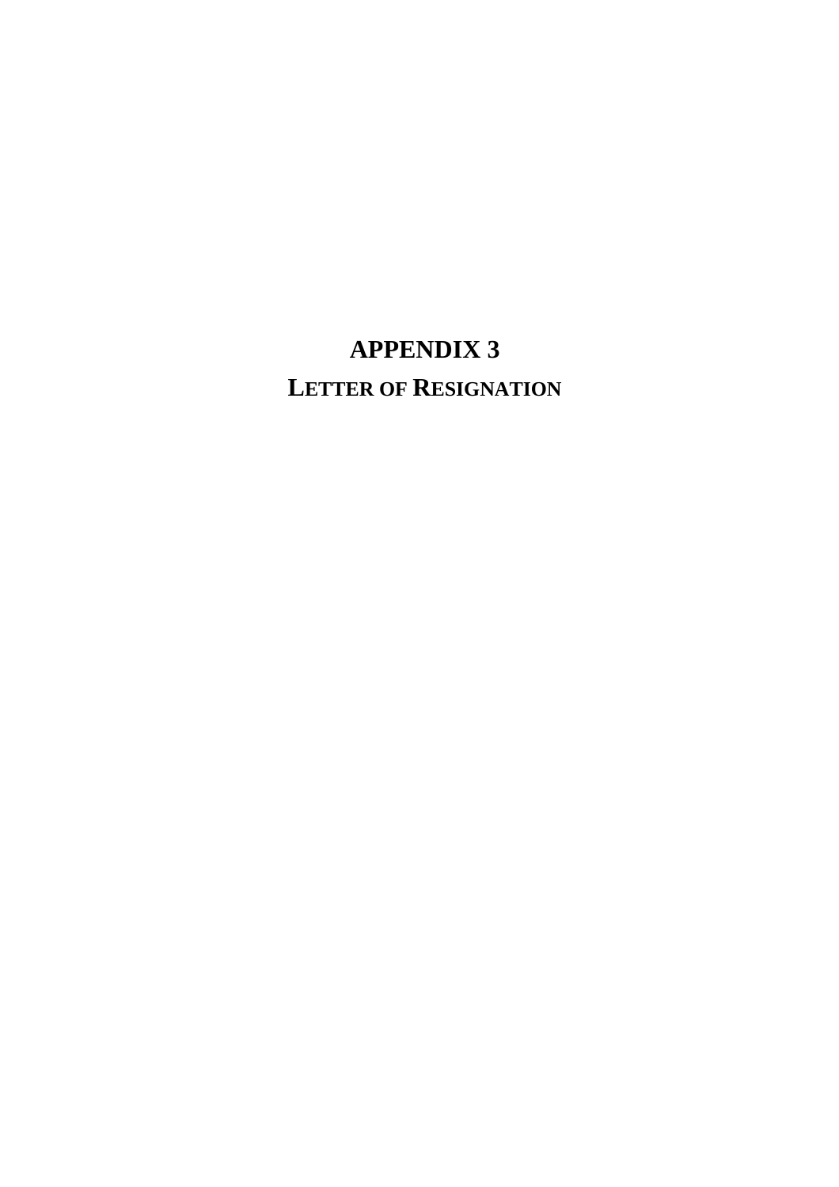# APPENDIX 3

## LETTER OF RESIGNATION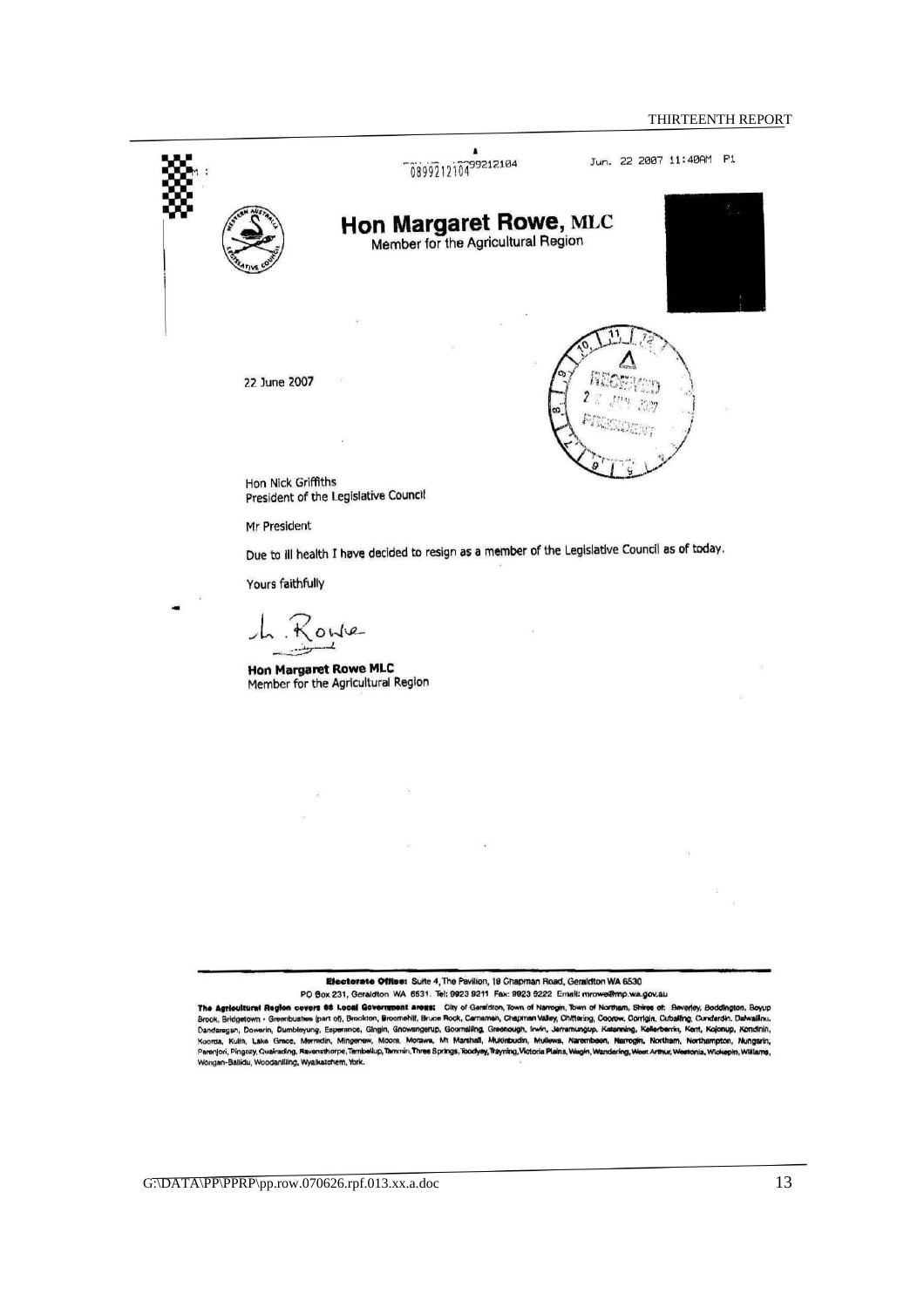0899212104 Jun. 22 2007 11:40AM P1

## Hon Margaret Rowe, MLC

Member for the Agricultural Region

RECEIVED
2 JUN 2007
PRESIDENT

22 June 2007

Hon Nick Griffiths
President of the Legislative Council

Mr President

Due to ill health I have decided to resign as a member of the Legislative Council as of today.

Yours faithfully

L. Rowe

**Hon Margaret Rowe MLC**
Member for the Agricultural Region

**Electorate Office:** Suite 4, The Pavilion, 19 Chapman Road, Geraldton WA 6530
PO Box 231, Geraldton WA 6531. Tel: 9923 9211 Fax: 9923 9222 Email: mrowe@mp.wa.gov.au

**The Agricultural Region covers 66 Local Government areas:** City of Geraldton, Town of Narrogin, Town of Northam, Shires of: Beverley, Boddington, Boyup Brook, Bridgetown - Greenbushes (part of), Brookton, Broomehill, Bruce Rock, Carnamah, Chapman Valley, Chittering, Coorow, Corrigin, Cuballing, Cunderdin, Dalwallinu, Dandaragan, Dowerin, Dumbleyung, Esperance, Gingin, Gnowangerup, Goomalling, Greenough, Irwin, Jerramungup, Katanning, Kellerberrin, Kent, Kojonup, Kondinin, Koorda, Kulin, Lake Grace, Merredin, Mingenew, Moora, Morawa, Mt Marshall, Mukinbudin, Mullewa, Narembeen, Narrogin, Northam, Northampton, Nungarin, Perenjori, Pingelly, Quairading, Ravensthorpe, Tambellup, Tammin, Three Springs, Toodyay, Trayning, Victoria Plains, Wagin, Wandering, West Arthur, Westonia, Wickepin, Williams, Wongan-Ballidu, Woodanilling, Wyalkatchem, York.